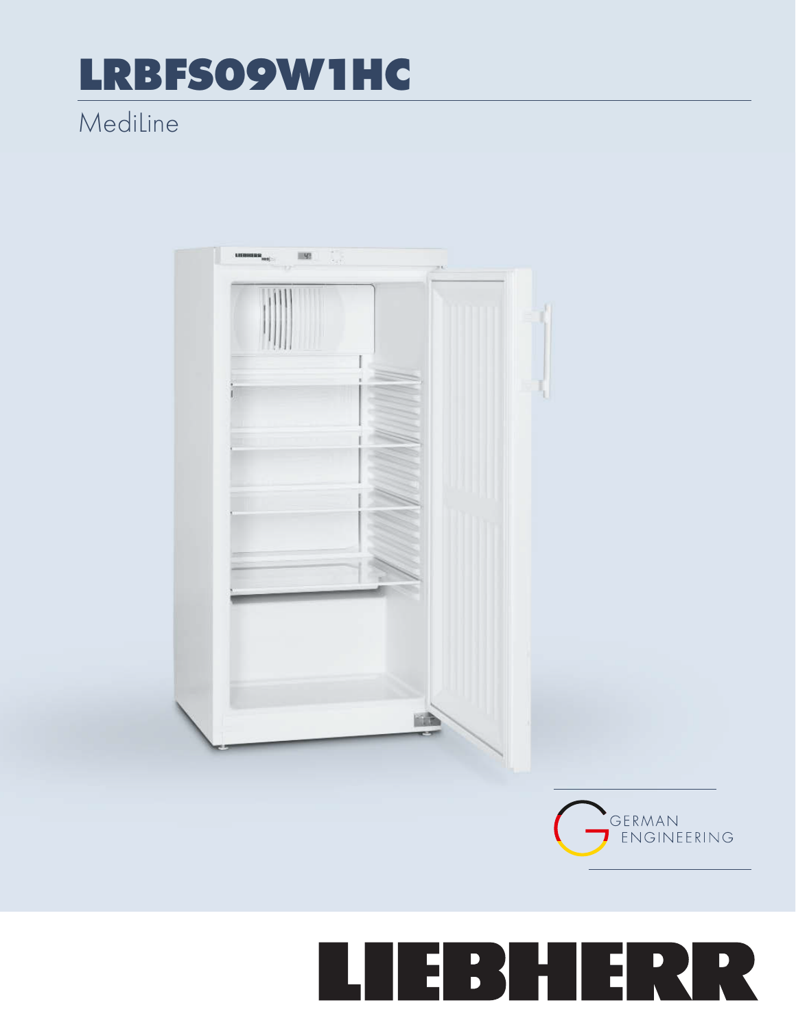# LRBFS09W1HC

MediLine

GERMAN ENGINEERING

LIEBHERR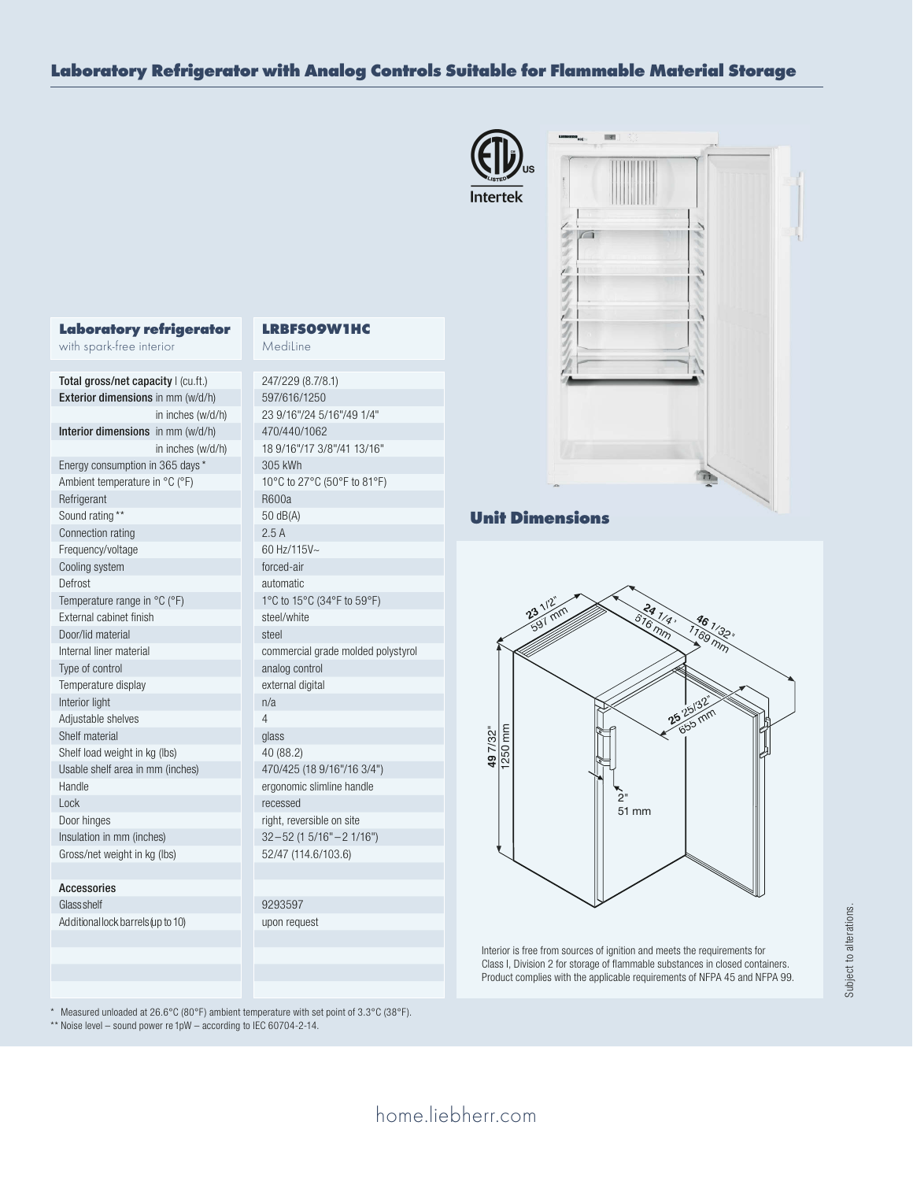## Laboratory Refrigerator with Analog Controls Suitable for Flammable Material Storage

| **Laboratory refrigerator** with spark-free interior | **LRBFS09W1HC** MediLine |
|---|---|
| **Total gross/net capacity** l (cu.ft.) | 247/229 (8.7/8.1) |
| **Exterior dimensions** in mm (w/d/h) | 597/616/1250 |
| in inches (w/d/h) | 23 9/16"/24 5/16"/49 1/4" |
| **Interior dimensions** in mm (w/d/h) | 470/440/1062 |
| in inches (w/d/h) | 18 9/16"/17 3/8"/41 13/16" |
| Energy consumption in 365 days * | 305 kWh |
| Ambient temperature in °C (°F) | 10°C to 27°C (50°F to 81°F) |
| Refrigerant | R600a |
| Sound rating ** | 50 dB(A) |
| Connection rating | 2.5 A |
| Frequency/voltage | 60 Hz/115V~ |
| Cooling system | forced-air |
| Defrost | automatic |
| Temperature range in °C (°F) | 1°C to 15°C (34°F to 59°F) |
| External cabinet finish | steel/white |
| Door/lid material | steel |
| Internal liner material | commercial grade molded polystyrol |
| Type of control | analog control |
| Temperature display | external digital |
| Interior light | n/a |
| Adjustable shelves | 4 |
| Shelf material | glass |
| Shelf load weight in kg (lbs) | 40 (88.2) |
| Usable shelf area in mm (inches) | 470/425 (18 9/16"/16 3/4") |
| Handle | ergonomic slimline handle |
| Lock | recessed |
| Door hinges | right, reversible on site |
| Insulation in mm (inches) | 32–52 (1 5/16"–2 1/16") |
| Gross/net weight in kg (lbs) | 52/47 (114.6/103.6) |
| | |
| **Accessories** | |
| Glass shelf | 9293597 |
| Additional lock barrels (up to 10) | upon request |

\* Measured unloaded at 26.6°C (80°F) ambient temperature with set point of 3.3°C (38°F).
\** Noise level – sound power re 1pW – according to IEC 60704-2-14.

Intertek

### Unit Dimensions

23 1/2"
597 mm
24 1/4"
616 mm
46 1/32"
1169 mm
25 25/32"
655 mm
49 7/32"
1250 mm
2"
51 mm

Interior is free from sources of ignition and meets the requirements for Class I, Division 2 for storage of flammable substances in closed containers. Product complies with the applicable requirements of NFPA 45 and NFPA 99.

Subject to alterations.

home.liebherr.com